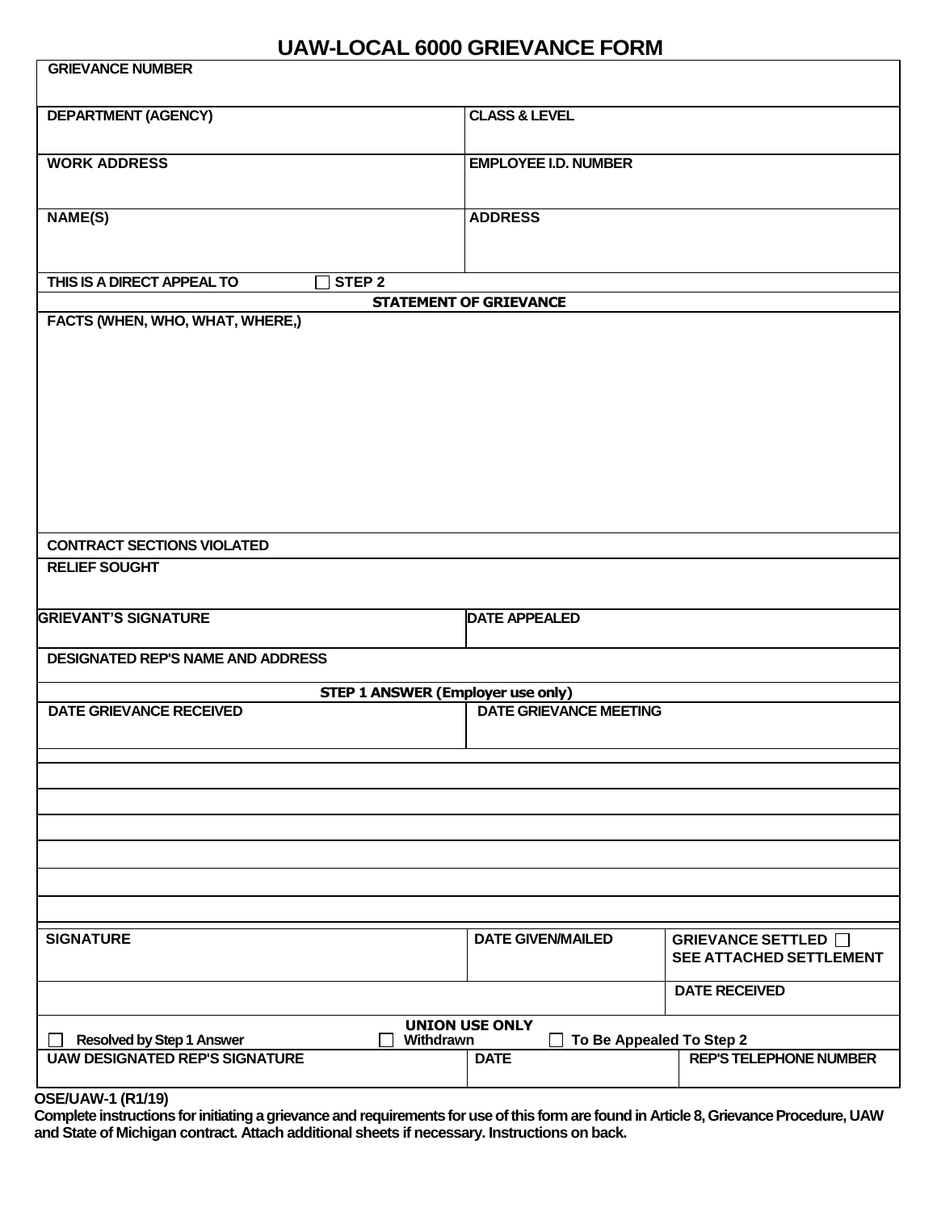# UAW-LOCAL 6000 GRIEVANCE FORM

| GRIEVANCE NUMBER | |
|---|---|
| DEPARTMENT (AGENCY) | CLASS & LEVEL |
| WORK ADDRESS | EMPLOYEE I.D. NUMBER |
| NAME(S) | ADDRESS |
| THIS IS A DIRECT APPEAL TO ☐ STEP 2 | |

**STATEMENT OF GRIEVANCE**

| FACTS (WHEN, WHO, WHAT, WHERE,) | |
|---|---|
| CONTRACT SECTIONS VIOLATED | |
| RELIEF SOUGHT | |
| GRIEVANT'S SIGNATURE | DATE APPEALED |
| DESIGNATED REP'S NAME AND ADDRESS | |

**STEP 1 ANSWER (Employer use only)**

| DATE GRIEVANCE RECEIVED | DATE GRIEVANCE MEETING | |
|---|---|---|
| | | |
| | | |
| | | |
| | | |
| | | |
| | | |
| SIGNATURE | DATE GIVEN/MAILED | GRIEVANCE SETTLED ☐ SEE ATTACHED SETTLEMENT |
| | | DATE RECEIVED |

**UNION USE ONLY**

☐ Resolved by Step 1 Answer ☐ Withdrawn ☐ To Be Appealed To Step 2

| UAW DESIGNATED REP'S SIGNATURE | DATE | REP'S TELEPHONE NUMBER |
|---|---|---|
| | | |

OSE/UAW-1 (R1/19)

**Complete instructions for initiating a grievance and requirements for use of this form are found in Article 8, Grievance Procedure, UAW and State of Michigan contract. Attach additional sheets if necessary. Instructions on back.**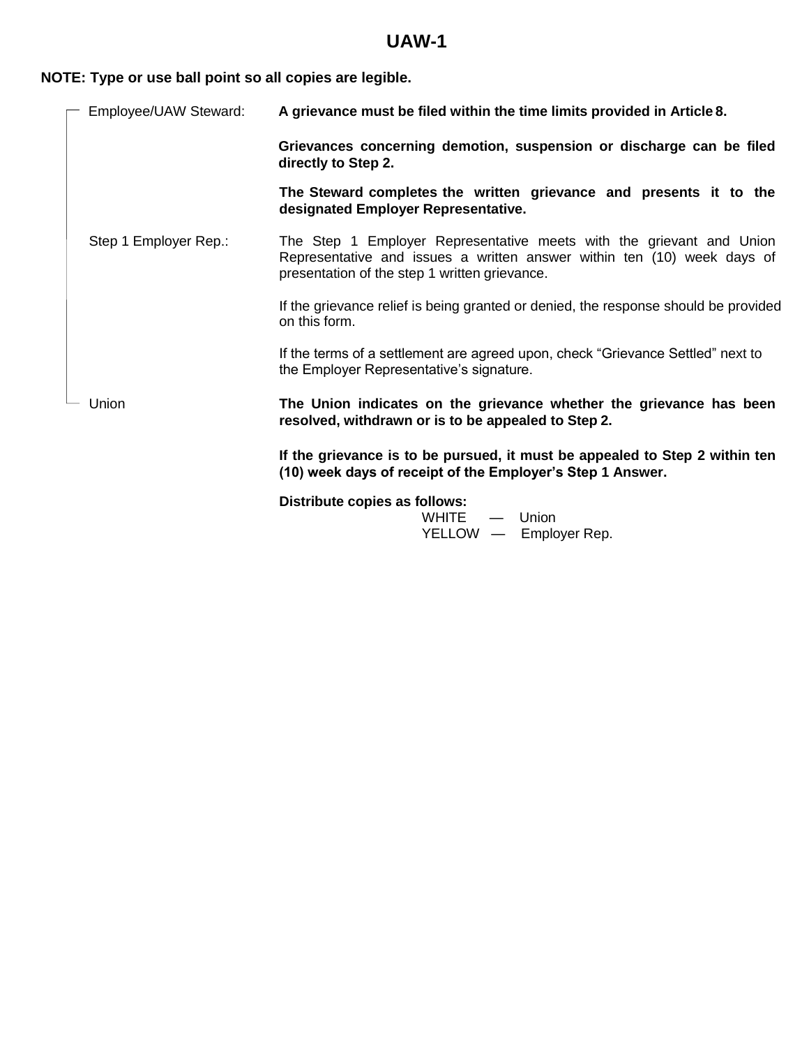# UAW-1

**NOTE: Type or use ball point so all copies are legible.**

Employee/UAW Steward: **A grievance must be filed within the time limits provided in Article 8.**

**Grievances concerning demotion, suspension or discharge can be filed directly to Step 2.**

**The Steward completes the written grievance and presents it to the designated Employer Representative.**

Step 1 Employer Rep.: The Step 1 Employer Representative meets with the grievant and Union Representative and issues a written answer within ten (10) week days of presentation of the step 1 written grievance.

If the grievance relief is being granted or denied, the response should be provided on this form.

If the terms of a settlement are agreed upon, check “Grievance Settled” next to the Employer Representative’s signature.

Union: **The Union indicates on the grievance whether the grievance has been resolved, withdrawn or is to be appealed to Step 2.**

**If the grievance is to be pursued, it must be appealed to Step 2 within ten (10) week days of receipt of the Employer’s Step 1 Answer.**

**Distribute copies as follows:**

WHITE — Union
YELLOW — Employer Rep.